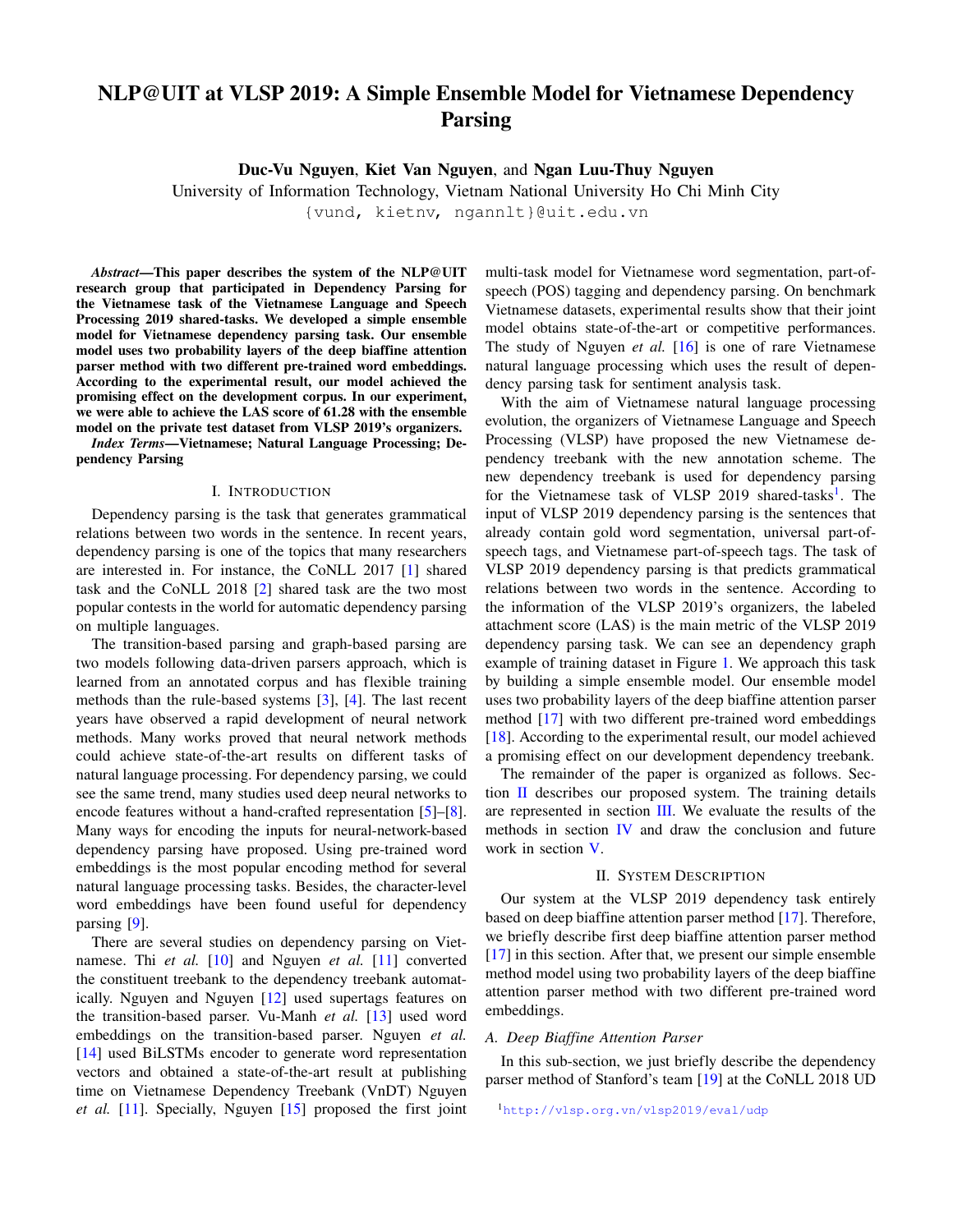# NLP@UIT at VLSP 2019: A Simple Ensemble Model for Vietnamese Dependency Parsing

**Duc-Vu Nguyen**, **Kiet Van Nguyen**, and **Ngan Luu-Thuy Nguyen**

University of Information Technology, Vietnam National University Ho Chi Minh City

{vund, kietnv, ngannlt}@uit.edu.vn

***Abstract*—This paper describes the system of the NLP@UIT research group that participated in Dependency Parsing for the Vietnamese task of the Vietnamese Language and Speech Processing 2019 shared-tasks. We developed a simple ensemble model for Vietnamese dependency parsing task. Our ensemble model uses two probability layers of the deep biaffine attention parser method with two different pre-trained word embeddings. According to the experimental result, our model achieved the promising effect on the development corpus. In our experiment, we were able to achieve the LAS score of 61.28 with the ensemble model on the private test dataset from VLSP 2019's organizers.**

***Index Terms*—Vietnamese; Natural Language Processing; Dependency Parsing**

## I. Introduction

Dependency parsing is the task that generates grammatical relations between two words in the sentence. In recent years, dependency parsing is one of the topics that many researchers are interested in. For instance, the CoNLL 2017 [1] shared task and the CoNLL 2018 [2] shared task are the two most popular contests in the world for automatic dependency parsing on multiple languages.

The transition-based parsing and graph-based parsing are two models following data-driven parsers approach, which is learned from an annotated corpus and has flexible training methods than the rule-based systems [3], [4]. The last recent years have observed a rapid development of neural network methods. Many works proved that neural network methods could achieve state-of-the-art results on different tasks of natural language processing. For dependency parsing, we could see the same trend, many studies used deep neural networks to encode features without a hand-crafted representation [5]–[8]. Many ways for encoding the inputs for neural-network-based dependency parsing have proposed. Using pre-trained word embeddings is the most popular encoding method for several natural language processing tasks. Besides, the character-level word embeddings have been found useful for dependency parsing [9].

There are several studies on dependency parsing on Vietnamese. Thi *et al.* [10] and Nguyen *et al.* [11] converted the constituent treebank to the dependency treebank automatically. Nguyen and Nguyen [12] used supertags features on the transition-based parser. Vu-Manh *et al.* [13] used word embeddings on the transition-based parser. Nguyen *et al.* [14] used BiLSTMs encoder to generate word representation vectors and obtained a state-of-the-art result at publishing time on Vietnamese Dependency Treebank (VnDT) Nguyen *et al.* [11]. Specially, Nguyen [15] proposed the first joint multi-task model for Vietnamese word segmentation, part-of-speech (POS) tagging and dependency parsing. On benchmark Vietnamese datasets, experimental results show that their joint model obtains state-of-the-art or competitive performances. The study of Nguyen *et al.* [16] is one of rare Vietnamese natural language processing which uses the result of dependency parsing task for sentiment analysis task.

With the aim of Vietnamese natural language processing evolution, the organizers of Vietnamese Language and Speech Processing (VLSP) have proposed the new Vietnamese dependency treebank with the new annotation scheme. The new dependency treebank is used for dependency parsing for the Vietnamese task of VLSP 2019 shared-tasks[1]. The input of VLSP 2019 dependency parsing is the sentences that already contain gold word segmentation, universal part-of-speech tags, and Vietnamese part-of-speech tags. The task of VLSP 2019 dependency parsing is that predicts grammatical relations between two words in the sentence. According to the information of the VLSP 2019's organizers, the labeled attachment score (LAS) is the main metric of the VLSP 2019 dependency parsing task. We can see an dependency graph example of training dataset in Figure 1. We approach this task by building a simple ensemble model. Our ensemble model uses two probability layers of the deep biaffine attention parser method [17] with two different pre-trained word embeddings [18]. According to the experimental result, our model achieved a promising effect on our development dependency treebank.

The remainder of the paper is organized as follows. Section II describes our proposed system. The training details are represented in section III. We evaluate the results of the methods in section IV and draw the conclusion and future work in section V.

## II. System Description

Our system at the VLSP 2019 dependency task entirely based on deep biaffine attention parser method [17]. Therefore, we briefly describe first deep biaffine attention parser method [17] in this section. After that, we present our simple ensemble method model using two probability layers of the deep biaffine attention parser method with two different pre-trained word embeddings.

### A. Deep Biaffine Attention Parser

In this sub-section, we just briefly describe the dependency parser method of Stanford's team [19] at the CoNLL 2018 UD

[1]http://vlsp.org.vn/vlsp2019/eval/udp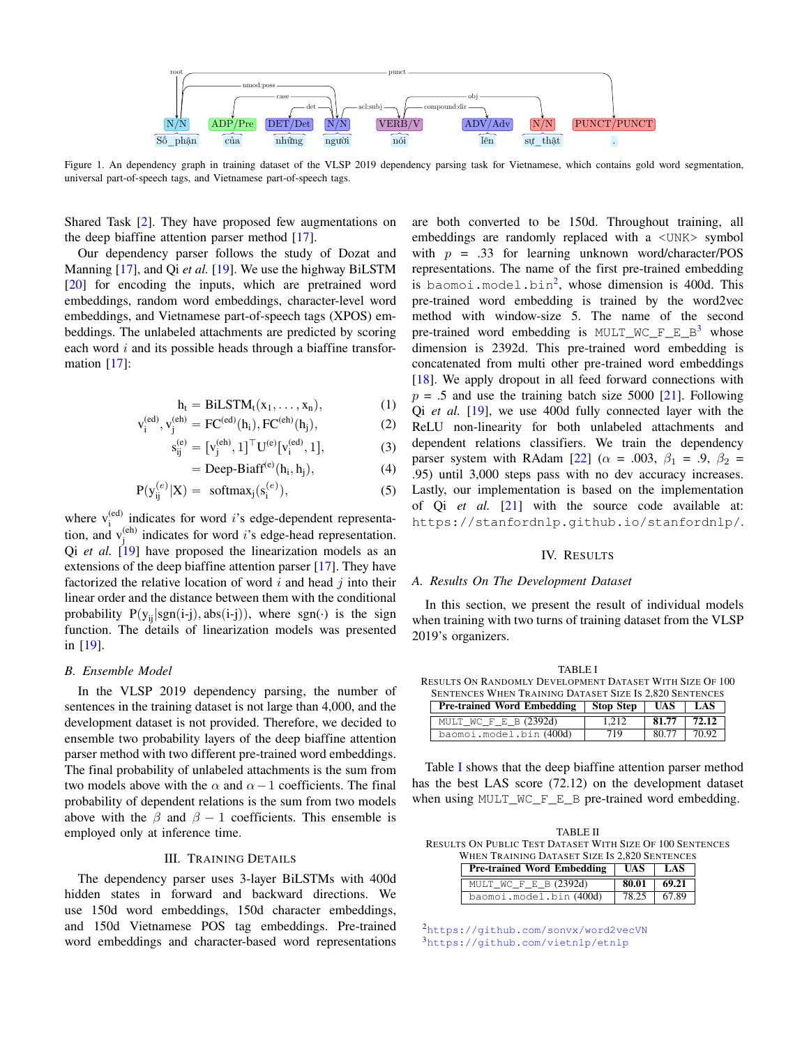Figure 1. An dependency graph in training dataset of the VLSP 2019 dependency parsing task for Vietnamese, which contains gold word segmentation, universal part-of-speech tags, and Vietnamese part-of-speech tags.

Shared Task [2]. They have proposed few augmentations on the deep biaffine attention parser method [17].

Our dependency parser follows the study of Dozat and Manning [17], and Qi *et al.* [19]. We use the highway BiLSTM [20] for encoding the inputs, which are pretrained word embeddings, random word embeddings, character-level word embeddings, and Vietnamese part-of-speech tags (XPOS) embeddings. The unlabeled attachments are predicted by scoring each word $i$ and its possible heads through a biaffine transformation [17]:

$$\mathrm{h_t} = \mathrm{BiLSTM_t}(\mathrm{x_1}, \ldots, \mathrm{x_n}), \tag{1}$$

$$\mathrm{v_i^{(ed)}}, \mathrm{v_j^{(eh)}} = \mathrm{FC^{(ed)}}(\mathrm{h_i}), \mathrm{FC^{(eh)}}(\mathrm{h_j}), \tag{2}$$

$$\mathrm{s_{ij}^{(e)}} = [\mathrm{v_j^{(eh)}}, 1]^\top \mathrm{U^{(e)}} [\mathrm{v_i^{(ed)}}, 1], \tag{3}$$

$$= \text{Deep-Biaff}^{(e)}(\mathrm{h_i}, \mathrm{h_j}), \tag{4}$$

$$\mathrm{P}(\mathrm{y_{ij}^{(e)}}|\mathrm{X}) = \mathrm{softmax_j}(\mathrm{s_i^{(e)}}), \tag{5}$$

where $\mathrm{v_i^{(ed)}}$ indicates for word $i$'s edge-dependent representation, and $\mathrm{v_j^{(eh)}}$ indicates for word $i$'s edge-head representation. Qi *et al.* [19] have proposed the linearization models as an extensions of the deep biaffine attention parser [17]. They have factorized the relative location of word $i$ and head $j$ into their linear order and the distance between them with the conditional probability $\mathrm{P(y_{ij}|sgn(i\text{-}j), abs(i\text{-}j))}$, where $\mathrm{sgn}(\cdot)$ is the sign function. The details of linearization models was presented in [19].

### B. Ensemble Model

In the VLSP 2019 dependency parsing, the number of sentences in the training dataset is not large than 4,000, and the development dataset is not provided. Therefore, we decided to ensemble two probability layers of the deep biaffine attention parser method with two different pre-trained word embeddings. The final probability of unlabeled attachments is the sum from two models above with the $\alpha$ and $\alpha - 1$ coefficients. The final probability of dependent relations is the sum from two models above with the $\beta$ and $\beta - 1$ coefficients. This ensemble is employed only at inference time.

## III. Training Details

The dependency parser uses 3-layer BiLSTMs with 400d hidden states in forward and backward directions. We use 150d word embeddings, 150d character embeddings, and 150d Vietnamese POS tag embeddings. Pre-trained word embeddings and character-based word representations are both converted to be 150d. Throughout training, all embeddings are randomly replaced with a `<UNK>` symbol with $p = .33$ for learning unknown word/character/POS representations. The name of the first pre-trained embedding is `baomoi.model.bin`[2], whose dimension is 400d. This pre-trained word embedding is trained by the word2vec method with window-size 5. The name of the second pre-trained word embedding is `MULT_WC_F_E_B`[3] whose dimension is 2392d. This pre-trained word embedding is concatenated from multi other pre-trained word embeddings [18]. We apply dropout in all feed forward connections with $p = .5$ and use the training batch size 5000 [21]. Following Qi *et al.* [19], we use 400d fully connected layer with the ReLU non-linearity for both unlabeled attachments and dependent relations classifiers. We train the dependency parser system with RAdam [22] ($\alpha = .003$, $\beta_1 = .9$, $\beta_2 = .95$) until 3,000 steps pass with no dev accuracy increases. Lastly, our implementation is based on the implementation of Qi *et al.* [21] with the source code available at: https://stanfordnlp.github.io/stanfordnlp/.

## IV. Results

### A. Results On The Development Dataset

In this section, we present the result of individual models when training with two turns of training dataset from the VLSP 2019's organizers.

TABLE I
Results On Randomly Development Dataset With Size Of 100 Sentences When Training Dataset Size Is 2,820 Sentences

| Pre-trained Word Embedding | Stop Step | UAS | LAS |
|---|---|---|---|
| `MULT_WC_F_E_B` (2392d) | 1,212 | **81.77** | **72.12** |
| `baomoi.model.bin` (400d) | 719 | 80.77 | 70.92 |

Table I shows that the deep biaffine attention parser method has the best LAS score (72.12) on the development dataset when using `MULT_WC_F_E_B` pre-trained word embedding.

TABLE II
Results On Public Test Dataset With Size Of 100 Sentences When Training Dataset Size Is 2,820 Sentences

| Pre-trained Word Embedding | UAS | LAS |
|---|---|---|
| `MULT_WC_F_E_B` (2392d) | **80.01** | **69.21** |
| `baomoi.model.bin` (400d) | 78.25 | 67.89 |

[2] https://github.com/sonvx/word2vecVN
[3] https://github.com/vietnlp/etnlp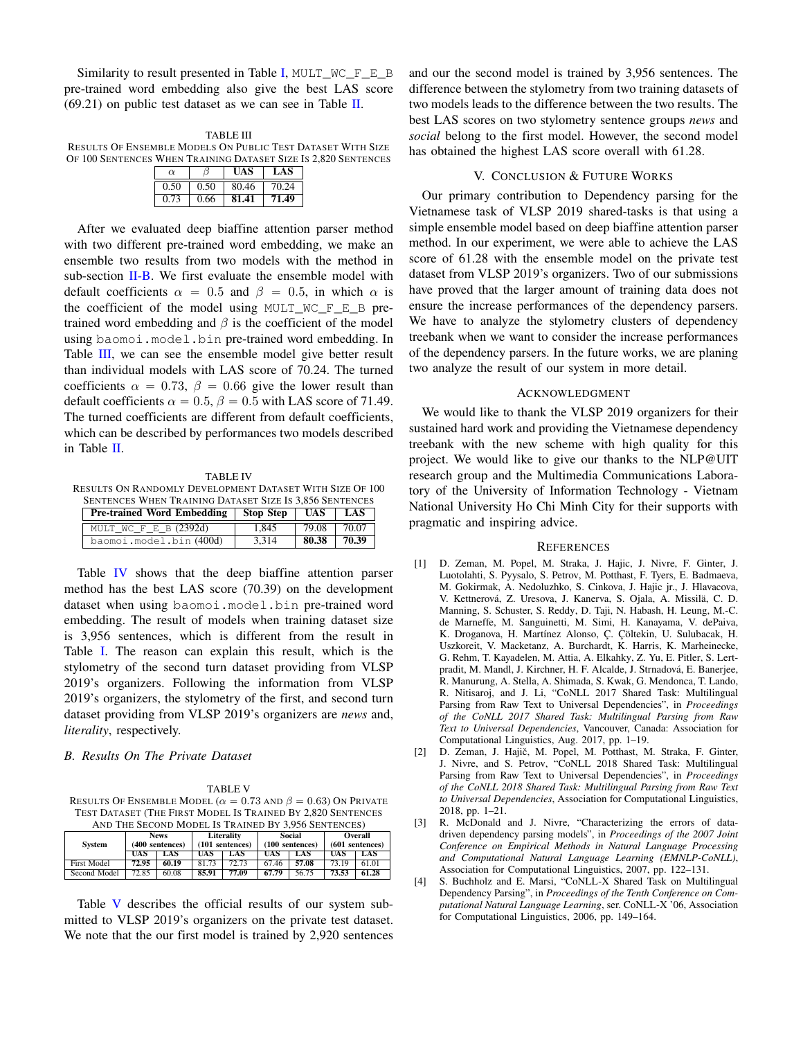Similarity to result presented in Table I, MULT_WC_F_E_B pre-trained word embedding also give the best LAS score (69.21) on public test dataset as we can see in Table II.

TABLE III
RESULTS OF ENSEMBLE MODELS ON PUBLIC TEST DATASET WITH SIZE OF 100 SENTENCES WHEN TRAINING DATASET SIZE IS 2,820 SENTENCES

| $\alpha$ | $\beta$ | UAS | LAS |
|---|---|---|---|
| 0.50 | 0.50 | 80.46 | 70.24 |
| 0.73 | 0.66 | **81.41** | **71.49** |

After we evaluated deep biaffine attention parser method with two different pre-trained word embedding, we make an ensemble two results from two models with the method in sub-section II-B. We first evaluate the ensemble model with default coefficients $\alpha = 0.5$ and $\beta = 0.5$, in which $\alpha$ is the coefficient of the model using MULT_WC_F_E_B pre-trained word embedding and $\beta$ is the coefficient of the model using baomoi.model.bin pre-trained word embedding. In Table III, we can see the ensemble model give better result than individual models with LAS score of 70.24. The turned coefficients $\alpha = 0.73$, $\beta = 0.66$ give the lower result than default coefficients $\alpha = 0.5, \beta = 0.5$ with LAS score of 71.49. The turned coefficients are different from default coefficients, which can be described by performances two models described in Table II.

TABLE IV
RESULTS ON RANDOMLY DEVELOPMENT DATASET WITH SIZE OF 100 SENTENCES WHEN TRAINING DATASET SIZE IS 3,856 SENTENCES

| Pre-trained Word Embedding | Stop Step | UAS | LAS |
|---|---|---|---|
| MULT_WC_F_E_B (2392d) | 1,845 | 79.08 | 70.07 |
| baomoi.model.bin (400d) | 3,314 | **80.38** | **70.39** |

Table IV shows that the deep biaffine attention parser method has the best LAS score (70.39) on the development dataset when using baomoi.model.bin pre-trained word embedding. The result of models when training dataset size is 3,956 sentences, which is different from the result in Table I. The reason can explain this result, which is the stylometry of the second turn dataset providing from VLSP 2019's organizers. Following the information from VLSP 2019's organizers, the stylometry of the first, and second turn dataset providing from VLSP 2019's organizers are *news* and, *literality*, respectively.

### B. Results On The Private Dataset

TABLE V
RESULTS OF ENSEMBLE MODEL ($\alpha = 0.73$ AND $\beta = 0.63$) ON PRIVATE TEST DATASET (THE FIRST MODEL IS TRAINED BY 2,820 SENTENCES AND THE SECOND MODEL IS TRAINED BY 3,956 SENTENCES)

| System | News (400 sentences) | | Literality (101 sentences) | | Social (100 sentences) | | Overall (601 sentences) | |
|---|---|---|---|---|---|---|---|---|
| | UAS | LAS | UAS | LAS | UAS | LAS | UAS | LAS |
| First Model | **72.95** | **60.19** | 81.73 | 72.73 | 67.46 | **57.08** | 73.19 | 61.01 |
| Second Model | 72.85 | 60.08 | **85.91** | **77.09** | **67.79** | 56.75 | **73.53** | **61.28** |

Table V describes the official results of our system submitted to VLSP 2019's organizers on the private test dataset. We note that the our first model is trained by 2,920 sentences and our the second model is trained by 3,956 sentences. The difference between the stylometry from two training datasets of two models leads to the difference between the two results. The best LAS scores on two stylometry sentence groups *news* and *social* belong to the first model. However, the second model has obtained the highest LAS score overall with 61.28.

## V. CONCLUSION & FUTURE WORKS

Our primary contribution to Dependency parsing for the Vietnamese task of VLSP 2019 shared-tasks is that using a simple ensemble model based on deep biaffine attention parser method. In our experiment, we were able to achieve the LAS score of 61.28 with the ensemble model on the private test dataset from VLSP 2019's organizers. Two of our submissions have proved that the larger amount of training data does not ensure the increase performances of the dependency parsers. We have to analyze the stylometry clusters of dependency treebank when we want to consider the increase performances of the dependency parsers. In the future works, we are planing two analyze the result of our system in more detail.

## ACKNOWLEDGMENT

We would like to thank the VLSP 2019 organizers for their sustained hard work and providing the Vietnamese dependency treebank with the new scheme with high quality for this project. We would like to give our thanks to the NLP@UIT research group and the Multimedia Communications Laboratory of the University of Information Technology - Vietnam National University Ho Chi Minh City for their supports with pragmatic and inspiring advice.

## REFERENCES

[1] D. Zeman, M. Popel, M. Straka, J. Hajic, J. Nivre, F. Ginter, J. Luotolahti, S. Pyysalo, S. Petrov, M. Potthast, F. Tyers, E. Badmaeva, M. Gokirmak, A. Nedoluzhko, S. Cinkova, J. Hajic jr., J. Hlavacova, V. Kettnerová, Z. Uresova, J. Kanerva, S. Ojala, A. Missilä, C. D. Manning, S. Schuster, S. Reddy, D. Taji, N. Habash, H. Leung, M.-C. de Marneffe, M. Sanguinetti, M. Simi, H. Kanayama, V. dePaiva, K. Droganova, H. Martínez Alonso, Ç. Çöltekin, U. Sulubacak, H. Uszkoreit, V. Macketanz, A. Burchardt, K. Harris, K. Marheinecke, G. Rehm, T. Kayadelen, M. Attia, A. Elkahky, Z. Yu, E. Pitler, S. Lertpradit, M. Mandl, J. Kirchner, H. F. Alcalde, J. Strnadová, E. Banerjee, R. Manurung, A. Stella, A. Shimada, S. Kwak, G. Mendonca, T. Lando, R. Nitisaroj, and J. Li, "CoNLL 2017 Shared Task: Multilingual Parsing from Raw Text to Universal Dependencies", in *Proceedings of the CoNLL 2017 Shared Task: Multilingual Parsing from Raw Text to Universal Dependencies*, Vancouver, Canada: Association for Computational Linguistics, Aug. 2017, pp. 1–19.

[2] D. Zeman, J. Hajič, M. Popel, M. Potthast, M. Straka, F. Ginter, J. Nivre, and S. Petrov, "CoNLL 2018 Shared Task: Multilingual Parsing from Raw Text to Universal Dependencies", in *Proceedings of the CoNLL 2018 Shared Task: Multilingual Parsing from Raw Text to Universal Dependencies*, Association for Computational Linguistics, 2018, pp. 1–21.

[3] R. McDonald and J. Nivre, "Characterizing the errors of data-driven dependency parsing models", in *Proceedings of the 2007 Joint Conference on Empirical Methods in Natural Language Processing and Computational Natural Language Learning (EMNLP-CoNLL)*, Association for Computational Linguistics, 2007, pp. 122–131.

[4] S. Buchholz and E. Marsi, "CoNLL-X Shared Task on Multilingual Dependency Parsing", in *Proceedings of the Tenth Conference on Computational Natural Language Learning*, ser. CoNLL-X '06, Association for Computational Linguistics, 2006, pp. 149–164.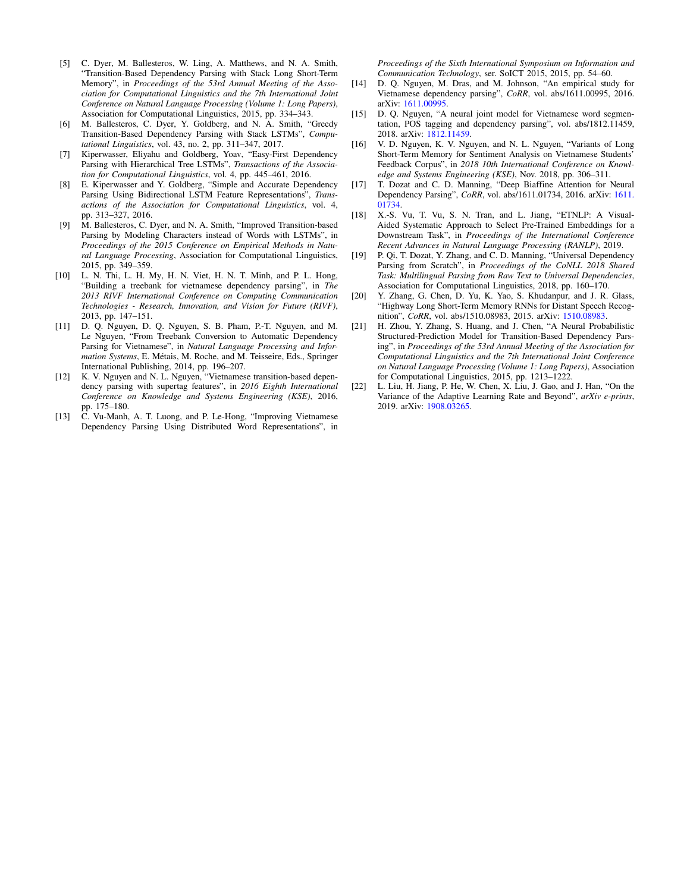[5] C. Dyer, M. Ballesteros, W. Ling, A. Matthews, and N. A. Smith, "Transition-Based Dependency Parsing with Stack Long Short-Term Memory", in *Proceedings of the 53rd Annual Meeting of the Association for Computational Linguistics and the 7th International Joint Conference on Natural Language Processing (Volume 1: Long Papers)*, Association for Computational Linguistics, 2015, pp. 334–343.

[6] M. Ballesteros, C. Dyer, Y. Goldberg, and N. A. Smith, "Greedy Transition-Based Dependency Parsing with Stack LSTMs", *Computational Linguistics*, vol. 43, no. 2, pp. 311–347, 2017.

[7] Kiperwasser, Eliyahu and Goldberg, Yoav, "Easy-First Dependency Parsing with Hierarchical Tree LSTMs", *Transactions of the Association for Computational Linguistics*, vol. 4, pp. 445–461, 2016.

[8] E. Kiperwasser and Y. Goldberg, "Simple and Accurate Dependency Parsing Using Bidirectional LSTM Feature Representations", *Transactions of the Association for Computational Linguistics*, vol. 4, pp. 313–327, 2016.

[9] M. Ballesteros, C. Dyer, and N. A. Smith, "Improved Transition-based Parsing by Modeling Characters instead of Words with LSTMs", in *Proceedings of the 2015 Conference on Empirical Methods in Natural Language Processing*, Association for Computational Linguistics, 2015, pp. 349–359.

[10] L. N. Thi, L. H. My, H. N. Viet, H. N. T. Minh, and P. L. Hong, "Building a treebank for vietnamese dependency parsing", in *The 2013 RIVF International Conference on Computing Communication Technologies - Research, Innovation, and Vision for Future (RIVF)*, 2013, pp. 147–151.

[11] D. Q. Nguyen, D. Q. Nguyen, S. B. Pham, P.-T. Nguyen, and M. Le Nguyen, "From Treebank Conversion to Automatic Dependency Parsing for Vietnamese", in *Natural Language Processing and Information Systems*, E. Métais, M. Roche, and M. Teisseire, Eds., Springer International Publishing, 2014, pp. 196–207.

[12] K. V. Nguyen and N. L. Nguyen, "Vietnamese transition-based dependency parsing with supertag features", in *2016 Eighth International Conference on Knowledge and Systems Engineering (KSE)*, 2016, pp. 175–180.

[13] C. Vu-Manh, A. T. Luong, and P. Le-Hong, "Improving Vietnamese Dependency Parsing Using Distributed Word Representations", in *Proceedings of the Sixth International Symposium on Information and Communication Technology*, ser. SoICT 2015, 2015, pp. 54–60.

[14] D. Q. Nguyen, M. Dras, and M. Johnson, "An empirical study for Vietnamese dependency parsing", *CoRR*, vol. abs/1611.00995, 2016. arXiv: 1611.00995.

[15] D. Q. Nguyen, "A neural joint model for Vietnamese word segmentation, POS tagging and dependency parsing", vol. abs/1812.11459, 2018. arXiv: 1812.11459.

[16] V. D. Nguyen, K. V. Nguyen, and N. L. Nguyen, "Variants of Long Short-Term Memory for Sentiment Analysis on Vietnamese Students' Feedback Corpus", in *2018 10th International Conference on Knowledge and Systems Engineering (KSE)*, Nov. 2018, pp. 306–311.

[17] T. Dozat and C. D. Manning, "Deep Biaffine Attention for Neural Dependency Parsing", *CoRR*, vol. abs/1611.01734, 2016. arXiv: 1611.01734.

[18] X.-S. Vu, T. Vu, S. N. Tran, and L. Jiang, "ETNLP: A Visual-Aided Systematic Approach to Select Pre-Trained Embeddings for a Downstream Task", in *Proceedings of the International Conference Recent Advances in Natural Language Processing (RANLP)*, 2019.

[19] P. Qi, T. Dozat, Y. Zhang, and C. D. Manning, "Universal Dependency Parsing from Scratch", in *Proceedings of the CoNLL 2018 Shared Task: Multilingual Parsing from Raw Text to Universal Dependencies*, Association for Computational Linguistics, 2018, pp. 160–170.

[20] Y. Zhang, G. Chen, D. Yu, K. Yao, S. Khudanpur, and J. R. Glass, "Highway Long Short-Term Memory RNNs for Distant Speech Recognition", *CoRR*, vol. abs/1510.08983, 2015. arXiv: 1510.08983.

[21] H. Zhou, Y. Zhang, S. Huang, and J. Chen, "A Neural Probabilistic Structured-Prediction Model for Transition-Based Dependency Parsing", in *Proceedings of the 53rd Annual Meeting of the Association for Computational Linguistics and the 7th International Joint Conference on Natural Language Processing (Volume 1: Long Papers)*, Association for Computational Linguistics, 2015, pp. 1213–1222.

[22] L. Liu, H. Jiang, P. He, W. Chen, X. Liu, J. Gao, and J. Han, "On the Variance of the Adaptive Learning Rate and Beyond", *arXiv e-prints*, 2019. arXiv: 1908.03265.